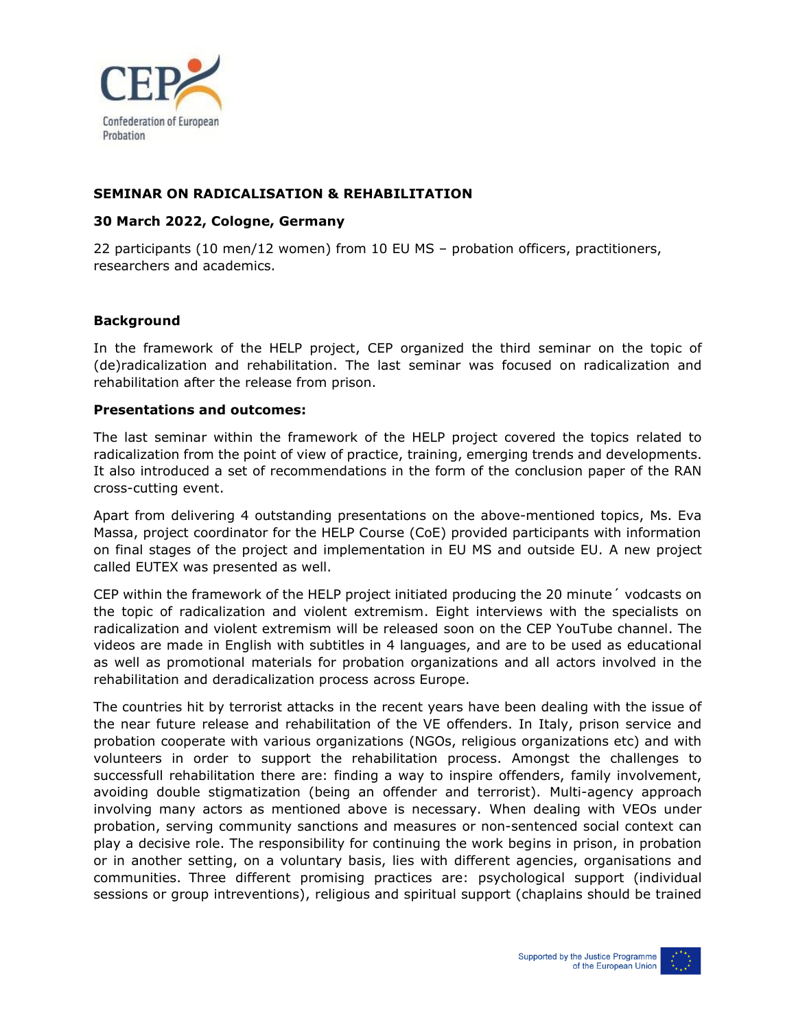**SEMINAR ON RADICALISATION & REHABILITATION**

**30 March 2022, Cologne, Germany**

22 participants (10 men/12 women) from 10 EU MS – probation officers, practitioners, researchers and academics.

**Background**

In the framework of the HELP project, CEP organized the third seminar on the topic of (de)radicalization and rehabilitation. The last seminar was focused on radicalization and rehabilitation after the release from prison.

**Presentations and outcomes:**

The last seminar within the framework of the HELP project covered the topics related to radicalization from the point of view of practice, training, emerging trends and developments. It also introduced a set of recommendations in the form of the conclusion paper of the RAN cross-cutting event.

Apart from delivering 4 outstanding presentations on the above-mentioned topics, Ms. Eva Massa, project coordinator for the HELP Course (CoE) provided participants with information on final stages of the project and implementation in EU MS and outside EU. A new project called EUTEX was presented as well.

CEP within the framework of the HELP project initiated producing the 20 minute´ vodcasts on the topic of radicalization and violent extremism. Eight interviews with the specialists on radicalization and violent extremism will be released soon on the CEP YouTube channel. The videos are made in English with subtitles in 4 languages, and are to be used as educational as well as promotional materials for probation organizations and all actors involved in the rehabilitation and deradicalization process across Europe.

The countries hit by terrorist attacks in the recent years have been dealing with the issue of the near future release and rehabilitation of the VE offenders. In Italy, prison service and probation cooperate with various organizations (NGOs, religious organizations etc) and with volunteers in order to support the rehabilitation process. Amongst the challenges to successfull rehabilitation there are: finding a way to inspire offenders, family involvement, avoiding double stigmatization (being an offender and terrorist). Multi-agency approach involving many actors as mentioned above is necessary. When dealing with VEOs under probation, serving community sanctions and measures or non-sentenced social context can play a decisive role. The responsibility for continuing the work begins in prison, in probation or in another setting, on a voluntary basis, lies with different agencies, organisations and communities. Three different promising practices are: psychological support (individual sessions or group intreventions), religious and spiritual support (chaplains should be trained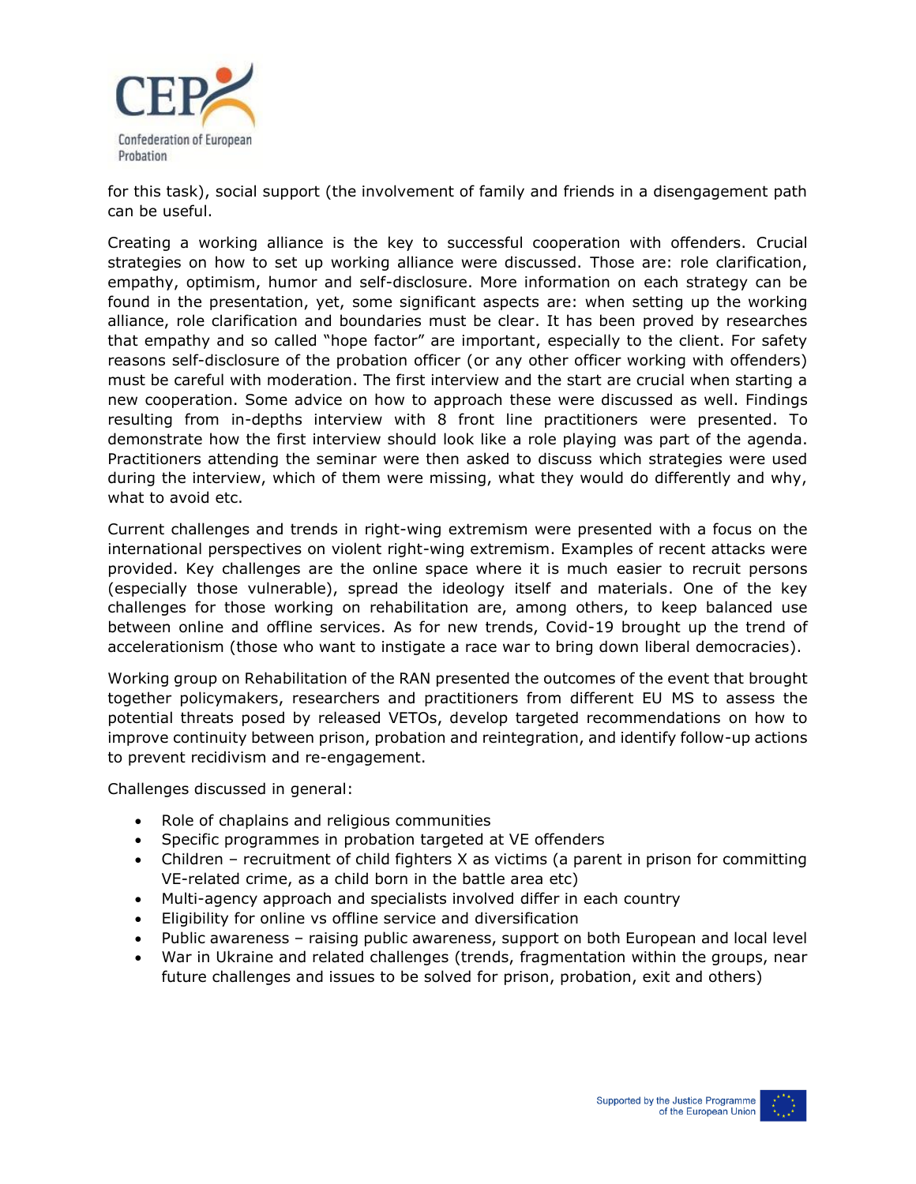for this task), social support (the involvement of family and friends in a disengagement path can be useful.

Creating a working alliance is the key to successful cooperation with offenders. Crucial strategies on how to set up working alliance were discussed. Those are: role clarification, empathy, optimism, humor and self-disclosure. More information on each strategy can be found in the presentation, yet, some significant aspects are: when setting up the working alliance, role clarification and boundaries must be clear. It has been proved by researches that empathy and so called "hope factor" are important, especially to the client. For safety reasons self-disclosure of the probation officer (or any other officer working with offenders) must be careful with moderation. The first interview and the start are crucial when starting a new cooperation. Some advice on how to approach these were discussed as well. Findings resulting from in-depths interview with 8 front line practitioners were presented. To demonstrate how the first interview should look like a role playing was part of the agenda. Practitioners attending the seminar were then asked to discuss which strategies were used during the interview, which of them were missing, what they would do differently and why, what to avoid etc.

Current challenges and trends in right-wing extremism were presented with a focus on the international perspectives on violent right-wing extremism. Examples of recent attacks were provided. Key challenges are the online space where it is much easier to recruit persons (especially those vulnerable), spread the ideology itself and materials. One of the key challenges for those working on rehabilitation are, among others, to keep balanced use between online and offline services. As for new trends, Covid-19 brought up the trend of accelerationism (those who want to instigate a race war to bring down liberal democracies).

Working group on Rehabilitation of the RAN presented the outcomes of the event that brought together policymakers, researchers and practitioners from different EU MS to assess the potential threats posed by released VETOs, develop targeted recommendations on how to improve continuity between prison, probation and reintegration, and identify follow-up actions to prevent recidivism and re-engagement.

Challenges discussed in general:

- Role of chaplains and religious communities
- Specific programmes in probation targeted at VE offenders
- Children – recruitment of child fighters X as victims (a parent in prison for committing VE-related crime, as a child born in the battle area etc)
- Multi-agency approach and specialists involved differ in each country
- Eligibility for online vs offline service and diversification
- Public awareness – raising public awareness, support on both European and local level
- War in Ukraine and related challenges (trends, fragmentation within the groups, near future challenges and issues to be solved for prison, probation, exit and others)